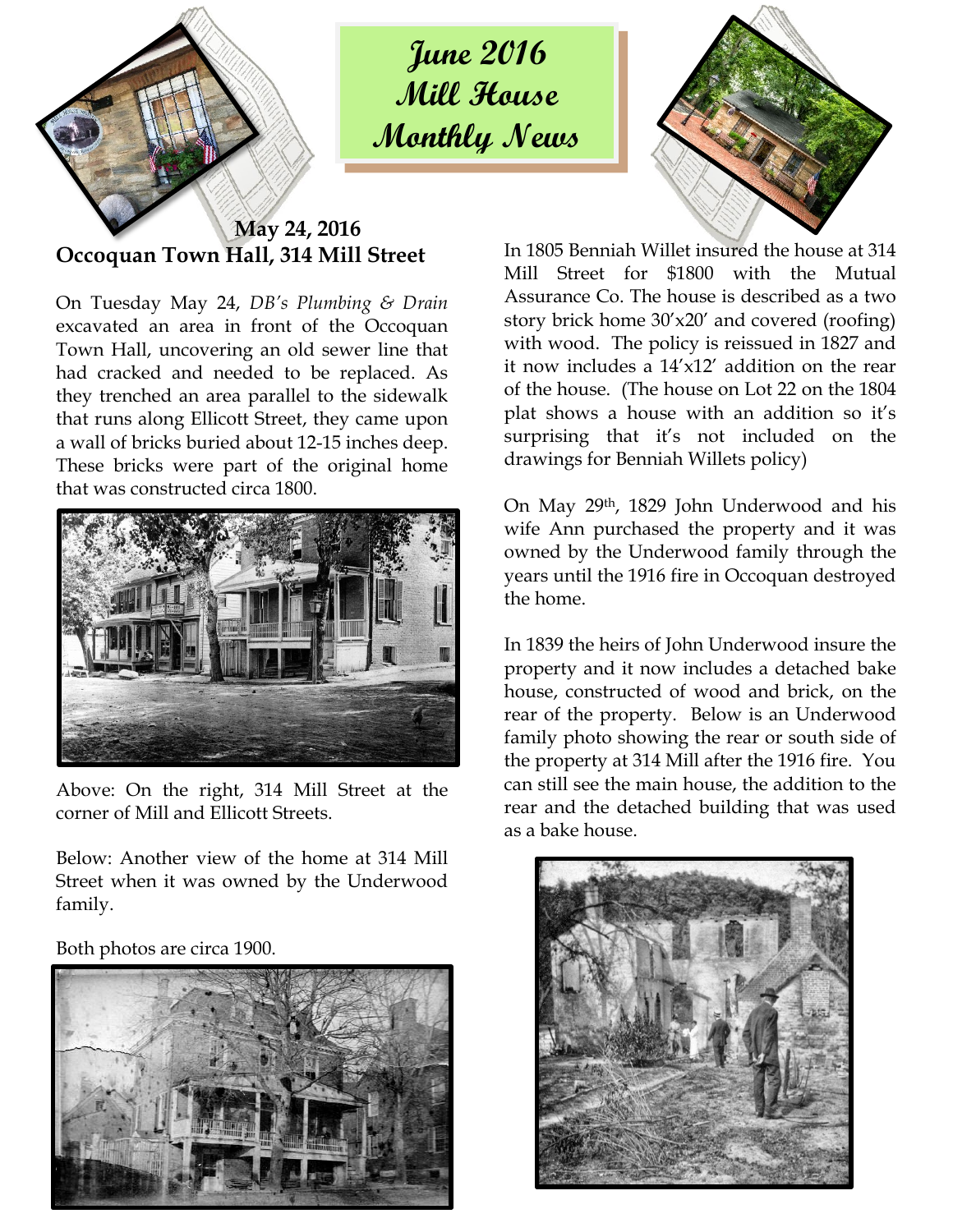# June 2016 Mill House Monthly News

## May 24, 2016
## Occoquan Town Hall, 314 Mill Street

On Tuesday May 24, *DB's Plumbing & Drain* excavated an area in front of the Occoquan Town Hall, uncovering an old sewer line that had cracked and needed to be replaced. As they trenched an area parallel to the sidewalk that runs along Ellicott Street, they came upon a wall of bricks buried about 12-15 inches deep. These bricks were part of the original home that was constructed circa 1800.

Above: On the right, 314 Mill Street at the corner of Mill and Ellicott Streets.

Below: Another view of the home at 314 Mill Street when it was owned by the Underwood family.

Both photos are circa 1900.

In 1805 Benniah Willet insured the house at 314 Mill Street for $1800 with the Mutual Assurance Co. The house is described as a two story brick home 30'x20' and covered (roofing) with wood. The policy is reissued in 1827 and it now includes a 14'x12' addition on the rear of the house. (The house on Lot 22 on the 1804 plat shows a house with an addition so it's surprising that it's not included on the drawings for Benniah Willets policy)

On May 29th, 1829 John Underwood and his wife Ann purchased the property and it was owned by the Underwood family through the years until the 1916 fire in Occoquan destroyed the home.

In 1839 the heirs of John Underwood insure the property and it now includes a detached bake house, constructed of wood and brick, on the rear of the property. Below is an Underwood family photo showing the rear or south side of the property at 314 Mill after the 1916 fire. You can still see the main house, the addition to the rear and the detached building that was used as a bake house.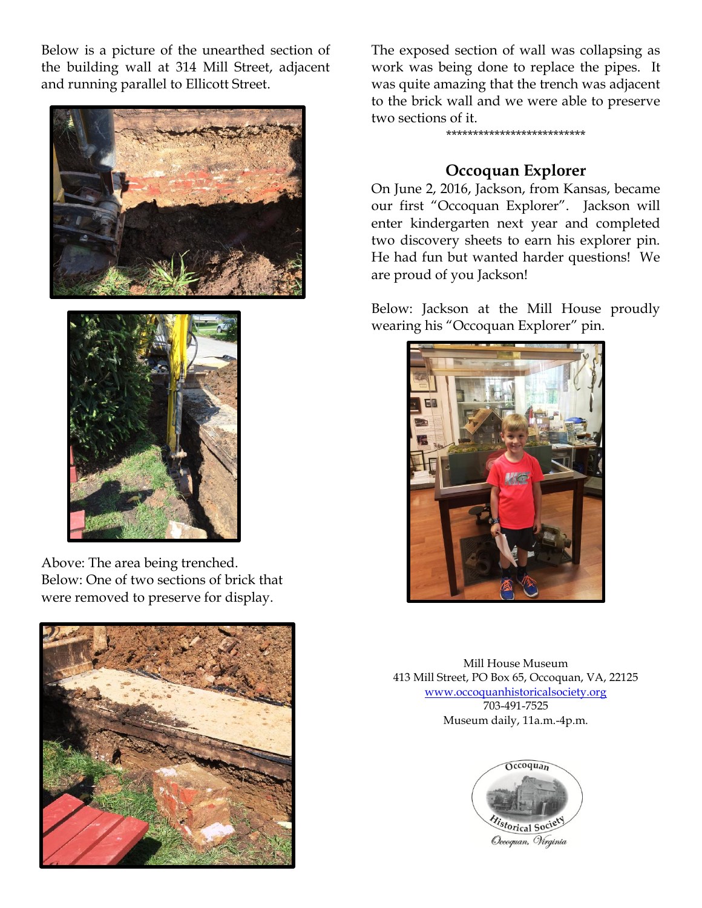Below is a picture of the unearthed section of the building wall at 314 Mill Street, adjacent and running parallel to Ellicott Street.

Above: The area being trenched.
Below: One of two sections of brick that were removed to preserve for display.

The exposed section of wall was collapsing as work was being done to replace the pipes. It was quite amazing that the trench was adjacent to the brick wall and we were able to preserve two sections of it.

**************************

## Occoquan Explorer

On June 2, 2016, Jackson, from Kansas, became our first "Occoquan Explorer". Jackson will enter kindergarten next year and completed two discovery sheets to earn his explorer pin. He had fun but wanted harder questions! We are proud of you Jackson!

Below: Jackson at the Mill House proudly wearing his "Occoquan Explorer" pin.

Mill House Museum
413 Mill Street, PO Box 65, Occoquan, VA, 22125
www.occoquanhistoricalsociety.org
703-491-7525
Museum daily, 11a.m.-4p.m.

Occoquan Historical Society
Occoquan, Virginia